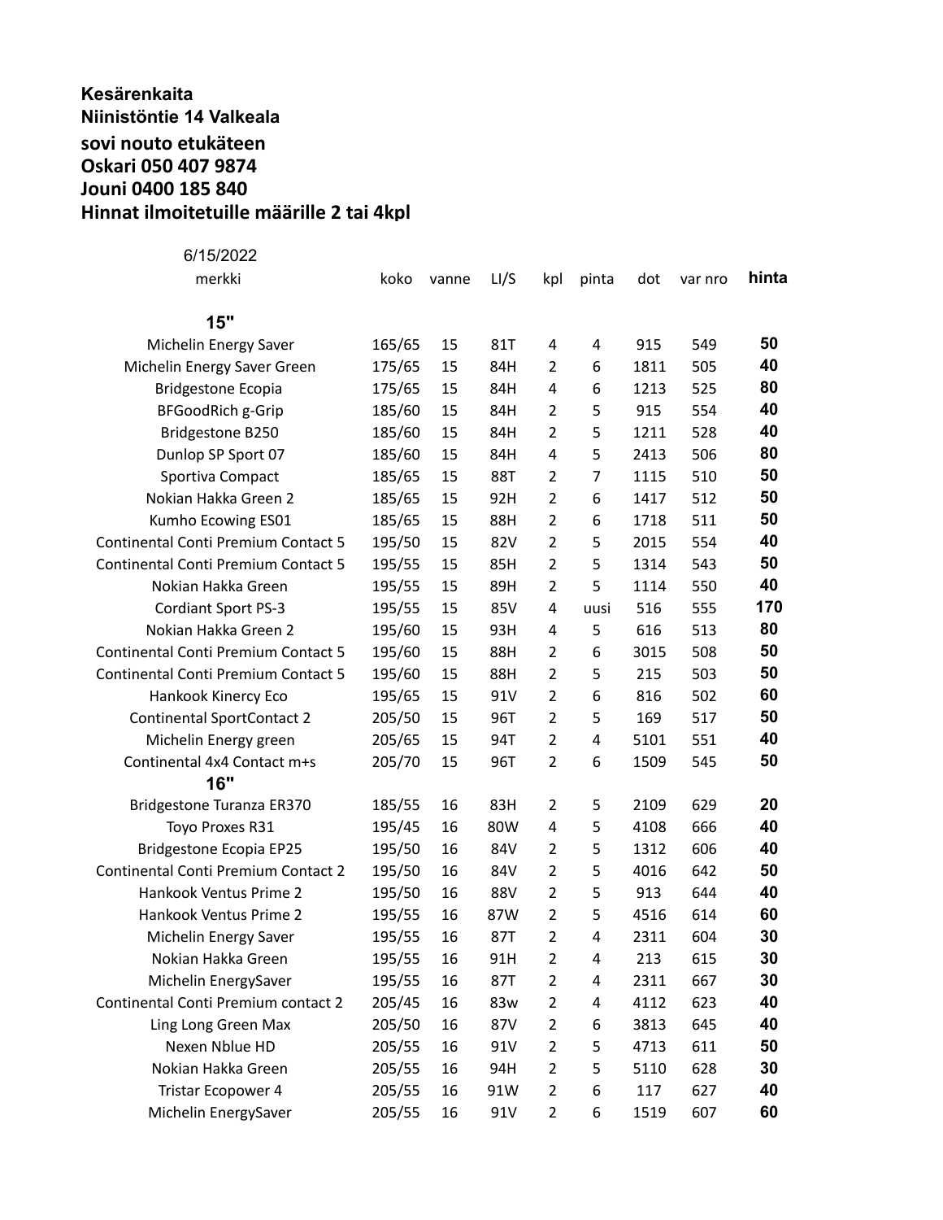**Kesärenkaita**
**Niinistöntie 14 Valkeala**
**sovi nouto etukäteen**
**Oskari 050 407 9874**
**Jouni 0400 185 840**
**Hinnat ilmoitetuille määrille 2 tai 4kpl**

6/15/2022

| merkki | koko | vanne | LI/S | kpl | pinta | dot | var nro | hinta |
|---|---|---|---|---|---|---|---|---|
| **15"** | | | | | | | | |
| Michelin Energy Saver | 165/65 | 15 | 81T | 4 | 4 | 915 | 549 | **50** |
| Michelin Energy Saver Green | 175/65 | 15 | 84H | 2 | 6 | 1811 | 505 | **40** |
| Bridgestone Ecopia | 175/65 | 15 | 84H | 4 | 6 | 1213 | 525 | **80** |
| BFGoodRich g-Grip | 185/60 | 15 | 84H | 2 | 5 | 915 | 554 | **40** |
| Bridgestone B250 | 185/60 | 15 | 84H | 2 | 5 | 1211 | 528 | **40** |
| Dunlop SP Sport 07 | 185/60 | 15 | 84H | 4 | 5 | 2413 | 506 | **80** |
| Sportiva Compact | 185/65 | 15 | 88T | 2 | 7 | 1115 | 510 | **50** |
| Nokian Hakka Green 2 | 185/65 | 15 | 92H | 2 | 6 | 1417 | 512 | **50** |
| Kumho Ecowing ES01 | 185/65 | 15 | 88H | 2 | 6 | 1718 | 511 | **50** |
| Continental Conti Premium Contact 5 | 195/50 | 15 | 82V | 2 | 5 | 2015 | 554 | **40** |
| Continental Conti Premium Contact 5 | 195/55 | 15 | 85H | 2 | 5 | 1314 | 543 | **50** |
| Nokian Hakka Green | 195/55 | 15 | 89H | 2 | 5 | 1114 | 550 | **40** |
| Cordiant Sport PS-3 | 195/55 | 15 | 85V | 4 | uusi | 516 | 555 | **170** |
| Nokian Hakka Green 2 | 195/60 | 15 | 93H | 4 | 5 | 616 | 513 | **80** |
| Continental Conti Premium Contact 5 | 195/60 | 15 | 88H | 2 | 6 | 3015 | 508 | **50** |
| Continental Conti Premium Contact 5 | 195/60 | 15 | 88H | 2 | 5 | 215 | 503 | **50** |
| Hankook Kinercy Eco | 195/65 | 15 | 91V | 2 | 6 | 816 | 502 | **60** |
| Continental SportContact 2 | 205/50 | 15 | 96T | 2 | 5 | 169 | 517 | **50** |
| Michelin Energy green | 205/65 | 15 | 94T | 2 | 4 | 5101 | 551 | **40** |
| Continental 4x4 Contact m+s | 205/70 | 15 | 96T | 2 | 6 | 1509 | 545 | **50** |
| **16"** | | | | | | | | |
| Bridgestone Turanza ER370 | 185/55 | 16 | 83H | 2 | 5 | 2109 | 629 | **20** |
| Toyo Proxes R31 | 195/45 | 16 | 80W | 4 | 5 | 4108 | 666 | **40** |
| Bridgestone Ecopia EP25 | 195/50 | 16 | 84V | 2 | 5 | 1312 | 606 | **40** |
| Continental Conti Premium Contact 2 | 195/50 | 16 | 84V | 2 | 5 | 4016 | 642 | **50** |
| Hankook Ventus Prime 2 | 195/50 | 16 | 88V | 2 | 5 | 913 | 644 | **40** |
| Hankook Ventus Prime 2 | 195/55 | 16 | 87W | 2 | 5 | 4516 | 614 | **60** |
| Michelin Energy Saver | 195/55 | 16 | 87T | 2 | 4 | 2311 | 604 | **30** |
| Nokian Hakka Green | 195/55 | 16 | 91H | 2 | 4 | 213 | 615 | **30** |
| Michelin EnergySaver | 195/55 | 16 | 87T | 2 | 4 | 2311 | 667 | **30** |
| Continental Conti Premium contact 2 | 205/45 | 16 | 83w | 2 | 4 | 4112 | 623 | **40** |
| Ling Long Green Max | 205/50 | 16 | 87V | 2 | 6 | 3813 | 645 | **40** |
| Nexen Nblue HD | 205/55 | 16 | 91V | 2 | 5 | 4713 | 611 | **50** |
| Nokian Hakka Green | 205/55 | 16 | 94H | 2 | 5 | 5110 | 628 | **30** |
| Tristar Ecopower 4 | 205/55 | 16 | 91W | 2 | 6 | 117 | 627 | **40** |
| Michelin EnergySaver | 205/55 | 16 | 91V | 2 | 6 | 1519 | 607 | **60** |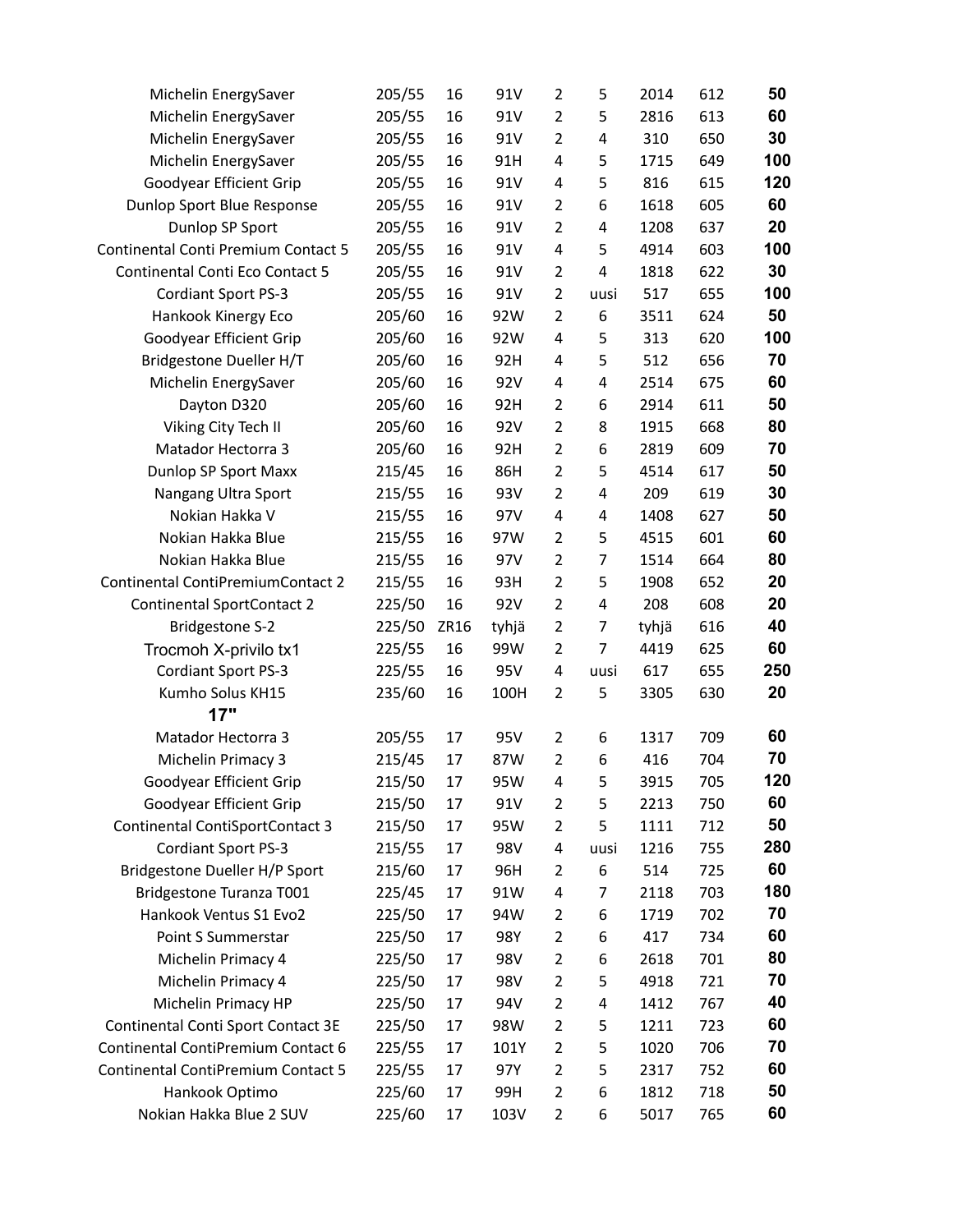| | | | | | | | | |
|---|---|---|---|---|---|---|---|---|
| Michelin EnergySaver | 205/55 | 16 | 91V | 2 | 5 | 2014 | 612 | **50** |
| Michelin EnergySaver | 205/55 | 16 | 91V | 2 | 5 | 2816 | 613 | **60** |
| Michelin EnergySaver | 205/55 | 16 | 91V | 2 | 4 | 310 | 650 | **30** |
| Michelin EnergySaver | 205/55 | 16 | 91H | 4 | 5 | 1715 | 649 | **100** |
| Goodyear Efficient Grip | 205/55 | 16 | 91V | 4 | 5 | 816 | 615 | **120** |
| Dunlop Sport Blue Response | 205/55 | 16 | 91V | 2 | 6 | 1618 | 605 | **60** |
| Dunlop SP Sport | 205/55 | 16 | 91V | 2 | 4 | 1208 | 637 | **20** |
| Continental Conti Premium Contact 5 | 205/55 | 16 | 91V | 4 | 5 | 4914 | 603 | **100** |
| Continental Conti Eco Contact 5 | 205/55 | 16 | 91V | 2 | 4 | 1818 | 622 | **30** |
| Cordiant Sport PS-3 | 205/55 | 16 | 91V | 2 | uusi | 517 | 655 | **100** |
| Hankook Kinergy Eco | 205/60 | 16 | 92W | 2 | 6 | 3511 | 624 | **50** |
| Goodyear Efficient Grip | 205/60 | 16 | 92W | 4 | 5 | 313 | 620 | **100** |
| Bridgestone Dueller H/T | 205/60 | 16 | 92H | 4 | 5 | 512 | 656 | **70** |
| Michelin EnergySaver | 205/60 | 16 | 92V | 4 | 4 | 2514 | 675 | **60** |
| Dayton D320 | 205/60 | 16 | 92H | 2 | 6 | 2914 | 611 | **50** |
| Viking City Tech II | 205/60 | 16 | 92V | 2 | 8 | 1915 | 668 | **80** |
| Matador Hectorra 3 | 205/60 | 16 | 92H | 2 | 6 | 2819 | 609 | **70** |
| Dunlop SP Sport Maxx | 215/45 | 16 | 86H | 2 | 5 | 4514 | 617 | **50** |
| Nangang Ultra Sport | 215/55 | 16 | 93V | 2 | 4 | 209 | 619 | **30** |
| Nokian Hakka V | 215/55 | 16 | 97V | 4 | 4 | 1408 | 627 | **50** |
| Nokian Hakka Blue | 215/55 | 16 | 97W | 2 | 5 | 4515 | 601 | **60** |
| Nokian Hakka Blue | 215/55 | 16 | 97V | 2 | 7 | 1514 | 664 | **80** |
| Continental ContiPremiumContact 2 | 215/55 | 16 | 93H | 2 | 5 | 1908 | 652 | **20** |
| Continental SportContact 2 | 225/50 | 16 | 92V | 2 | 4 | 208 | 608 | **20** |
| Bridgestone S-2 | 225/50 | ZR16 | tyhjä | 2 | 7 | tyhjä | 616 | **40** |
| Trocmoh X-privilo tx1 | 225/55 | 16 | 99W | 2 | 7 | 4419 | 625 | **60** |
| Cordiant Sport PS-3 | 225/55 | 16 | 95V | 4 | uusi | 617 | 655 | **250** |
| Kumho Solus KH15 | 235/60 | 16 | 100H | 2 | 5 | 3305 | 630 | **20** |
| **17"** | | | | | | | | |
| Matador Hectorra 3 | 205/55 | 17 | 95V | 2 | 6 | 1317 | 709 | **60** |
| Michelin Primacy 3 | 215/45 | 17 | 87W | 2 | 6 | 416 | 704 | **70** |
| Goodyear Efficient Grip | 215/50 | 17 | 95W | 4 | 5 | 3915 | 705 | **120** |
| Goodyear Efficient Grip | 215/50 | 17 | 91V | 2 | 5 | 2213 | 750 | **60** |
| Continental ContiSportContact 3 | 215/50 | 17 | 95W | 2 | 5 | 1111 | 712 | **50** |
| Cordiant Sport PS-3 | 215/55 | 17 | 98V | 4 | uusi | 1216 | 755 | **280** |
| Bridgestone Dueller H/P Sport | 215/60 | 17 | 96H | 2 | 6 | 514 | 725 | **60** |
| Bridgestone Turanza T001 | 225/45 | 17 | 91W | 4 | 7 | 2118 | 703 | **180** |
| Hankook Ventus S1 Evo2 | 225/50 | 17 | 94W | 2 | 6 | 1719 | 702 | **70** |
| Point S Summerstar | 225/50 | 17 | 98Y | 2 | 6 | 417 | 734 | **60** |
| Michelin Primacy 4 | 225/50 | 17 | 98V | 2 | 6 | 2618 | 701 | **80** |
| Michelin Primacy 4 | 225/50 | 17 | 98V | 2 | 5 | 4918 | 721 | **70** |
| Michelin Primacy HP | 225/50 | 17 | 94V | 2 | 4 | 1412 | 767 | **40** |
| Continental Conti Sport Contact 3E | 225/50 | 17 | 98W | 2 | 5 | 1211 | 723 | **60** |
| Continental ContiPremium Contact 6 | 225/55 | 17 | 101Y | 2 | 5 | 1020 | 706 | **70** |
| Continental ContiPremium Contact 5 | 225/55 | 17 | 97Y | 2 | 5 | 2317 | 752 | **60** |
| Hankook Optimo | 225/60 | 17 | 99H | 2 | 6 | 1812 | 718 | **50** |
| Nokian Hakka Blue 2 SUV | 225/60 | 17 | 103V | 2 | 6 | 5017 | 765 | **60** |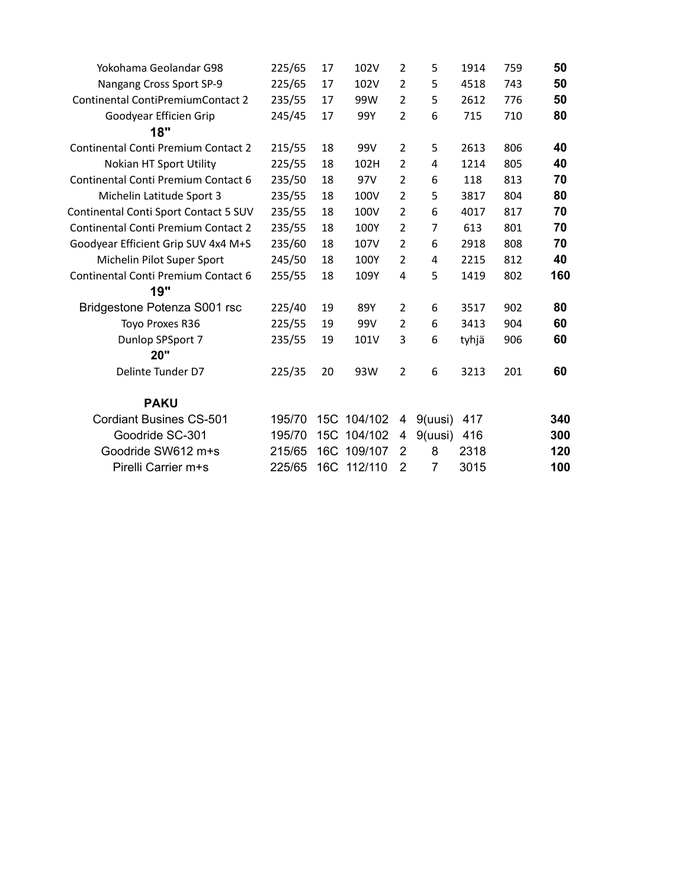| | | | | | | | | |
|---|---|---|---|---|---|---|---|---|
| Yokohama Geolandar G98 | 225/65 | 17 | 102V | 2 | 5 | 1914 | 759 | **50** |
| Nangang Cross Sport SP-9 | 225/65 | 17 | 102V | 2 | 5 | 4518 | 743 | **50** |
| Continental ContiPremiumContact 2 | 235/55 | 17 | 99W | 2 | 5 | 2612 | 776 | **50** |
| Goodyear Efficien Grip | 245/45 | 17 | 99Y | 2 | 6 | 715 | 710 | **80** |
| **18"** | | | | | | | | |
| Continental Conti Premium Contact 2 | 215/55 | 18 | 99V | 2 | 5 | 2613 | 806 | **40** |
| Nokian HT Sport Utility | 225/55 | 18 | 102H | 2 | 4 | 1214 | 805 | **40** |
| Continental Conti Premium Contact 6 | 235/50 | 18 | 97V | 2 | 6 | 118 | 813 | **70** |
| Michelin Latitude Sport 3 | 235/55 | 18 | 100V | 2 | 5 | 3817 | 804 | **80** |
| Continental Conti Sport Contact 5 SUV | 235/55 | 18 | 100V | 2 | 6 | 4017 | 817 | **70** |
| Continental Conti Premium Contact 2 | 235/55 | 18 | 100Y | 2 | 7 | 613 | 801 | **70** |
| Goodyear Efficient Grip SUV 4x4 M+S | 235/60 | 18 | 107V | 2 | 6 | 2918 | 808 | **70** |
| Michelin Pilot Super Sport | 245/50 | 18 | 100Y | 2 | 4 | 2215 | 812 | **40** |
| Continental Conti Premium Contact 6 | 255/55 | 18 | 109Y | 4 | 5 | 1419 | 802 | **160** |
| **19"** | | | | | | | | |
| Bridgestone Potenza S001 rsc | 225/40 | 19 | 89Y | 2 | 6 | 3517 | 902 | **80** |
| Toyo Proxes R36 | 225/55 | 19 | 99V | 2 | 6 | 3413 | 904 | **60** |
| Dunlop SPSport 7 | 235/55 | 19 | 101V | 3 | 6 | tyhjä | 906 | **60** |
| **20"** | | | | | | | | |
| Delinte Tunder D7 | 225/35 | 20 | 93W | 2 | 6 | 3213 | 201 | **60** |
| | | | | | | | | |
| **PAKU** | | | | | | | | |
| Cordiant Busines CS-501 | 195/70 | 15C | 104/102 | 4 | 9(uusi) | 417 | | **340** |
| Goodride SC-301 | 195/70 | 15C | 104/102 | 4 | 9(uusi) | 416 | | **300** |
| Goodride SW612 m+s | 215/65 | 16C | 109/107 | 2 | 8 | 2318 | | **120** |
| Pirelli Carrier m+s | 225/65 | 16C | 112/110 | 2 | 7 | 3015 | | **100** |